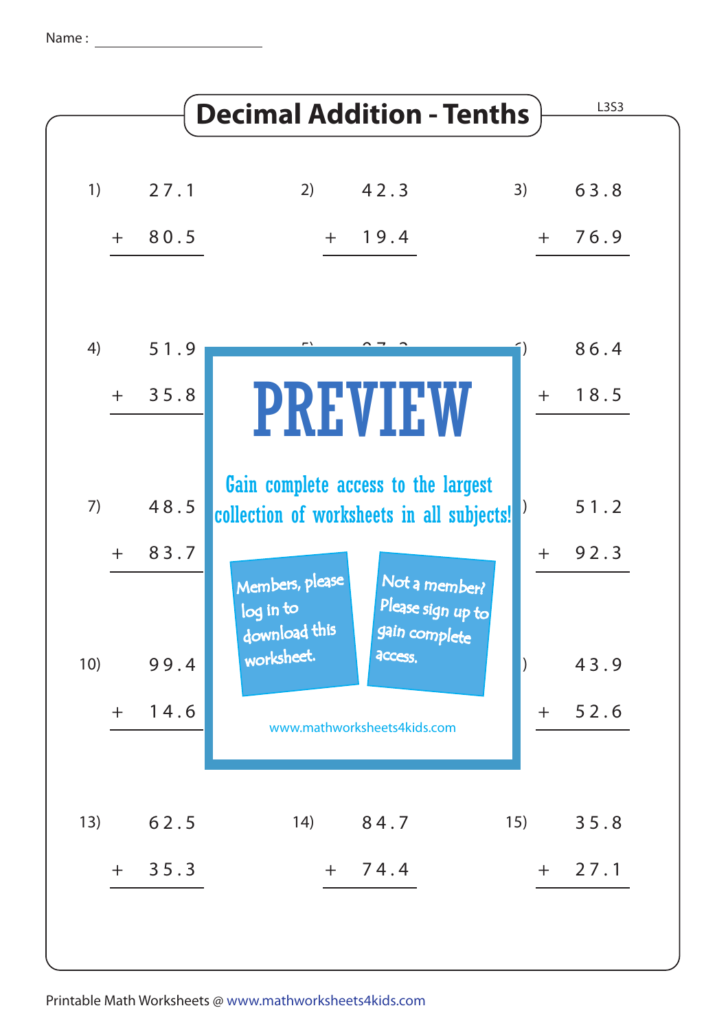Name : ______________________

# Decimal Addition - Tenths

L3S3

1) $27.1 + 80.5$

2) $42.3 + 19.4$

3) $63.8 + 76.9$

4) $51.9 + 35.8$

5)

6) $86.4 + 18.5$

7) $48.5 + 83.7$

8)

9) $51.2 + 92.3$

10) $99.4 + 14.6$

11)

12) $43.9 + 52.6$

13) $62.5 + 35.3$

14) $84.7 + 74.4$

15) $35.8 + 27.1$

PREVIEW

Gain complete access to the largest collection of worksheets in all subjects!

Members, please log in to download this worksheet.

Not a member? Please sign up to gain complete access.

www.mathworksheets4kids.com

Printable Math Worksheets @ www.mathworksheets4kids.com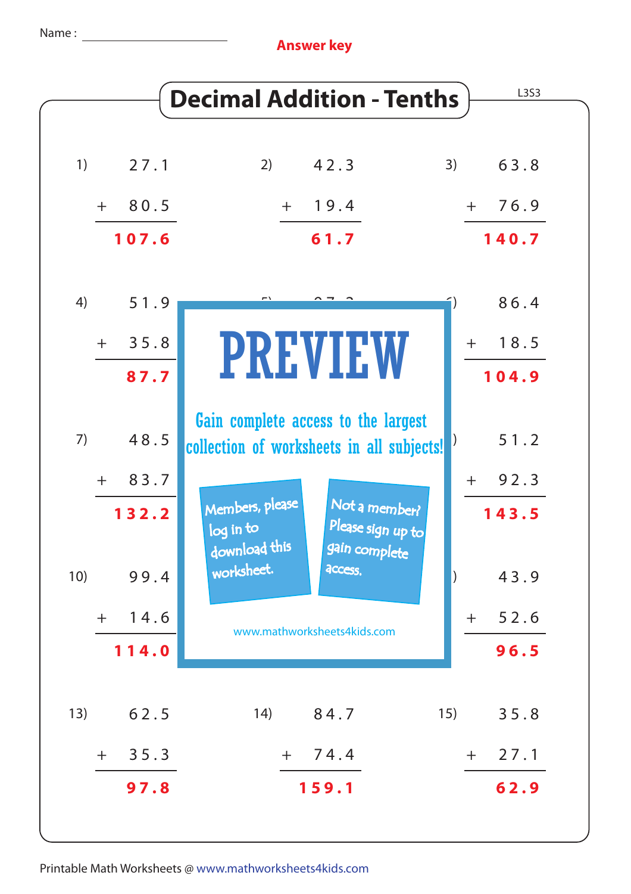Name :

**Answer key**

# Decimal Addition - Tenths

L3S3

1) $27.1 + 80.5 = $ **107.6**

2) $42.3 + 19.4 = $ **61.7**

3) $63.8 + 76.9 = $ **140.7**

4) $51.9 + 35.8 = $ **87.7**

5)

6) $86.4 + 18.5 = $ **104.9**

7) $48.5 + 83.7 = $ **132.2**

8)

9) $51.2 + 92.3 = $ **143.5**

10) $99.4 + 14.6 = $ **114.0**

11)

12) $43.9 + 52.6 = $ **96.5**

13) $62.5 + 35.3 = $ **97.8**

14) $84.7 + 74.4 = $ **159.1**

15) $35.8 + 27.1 = $ **62.9**

PREVIEW

Gain complete access to the largest collection of worksheets in all subjects!

Members, please log in to download this worksheet.

Not a member? Please sign up to gain complete access.

www.mathworksheets4kids.com

Printable Math Worksheets @ www.mathworksheets4kids.com